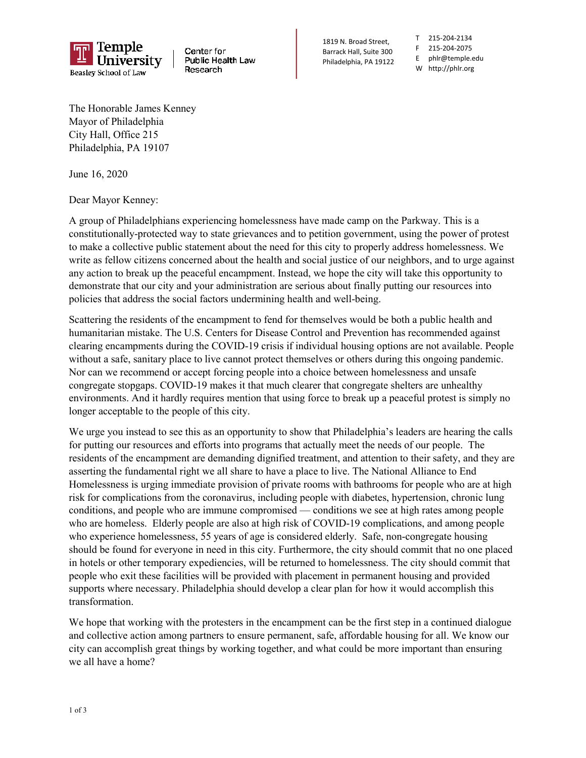Temple University Beasley School of Law | Center for Public Health Law Research

1819 N. Broad Street,
Barrack Hall, Suite 300
Philadelphia, PA 19122

T 215-204-2134
F 215-204-2075
E phlr@temple.edu
W http://phlr.org

The Honorable James Kenney
Mayor of Philadelphia
City Hall, Office 215
Philadelphia, PA 19107

June 16, 2020

Dear Mayor Kenney:

A group of Philadelphians experiencing homelessness have made camp on the Parkway. This is a constitutionally-protected way to state grievances and to petition government, using the power of protest to make a collective public statement about the need for this city to properly address homelessness. We write as fellow citizens concerned about the health and social justice of our neighbors, and to urge against any action to break up the peaceful encampment. Instead, we hope the city will take this opportunity to demonstrate that our city and your administration are serious about finally putting our resources into policies that address the social factors undermining health and well-being.

Scattering the residents of the encampment to fend for themselves would be both a public health and humanitarian mistake. The U.S. Centers for Disease Control and Prevention has recommended against clearing encampments during the COVID-19 crisis if individual housing options are not available. People without a safe, sanitary place to live cannot protect themselves or others during this ongoing pandemic. Nor can we recommend or accept forcing people into a choice between homelessness and unsafe congregate stopgaps. COVID-19 makes it that much clearer that congregate shelters are unhealthy environments. And it hardly requires mention that using force to break up a peaceful protest is simply no longer acceptable to the people of this city.

We urge you instead to see this as an opportunity to show that Philadelphia's leaders are hearing the calls for putting our resources and efforts into programs that actually meet the needs of our people. The residents of the encampment are demanding dignified treatment, and attention to their safety, and they are asserting the fundamental right we all share to have a place to live. The National Alliance to End Homelessness is urging immediate provision of private rooms with bathrooms for people who are at high risk for complications from the coronavirus, including people with diabetes, hypertension, chronic lung conditions, and people who are immune compromised — conditions we see at high rates among people who are homeless. Elderly people are also at high risk of COVID-19 complications, and among people who experience homelessness, 55 years of age is considered elderly. Safe, non-congregate housing should be found for everyone in need in this city. Furthermore, the city should commit that no one placed in hotels or other temporary expediencies, will be returned to homelessness. The city should commit that people who exit these facilities will be provided with placement in permanent housing and provided supports where necessary. Philadelphia should develop a clear plan for how it would accomplish this transformation.

We hope that working with the protesters in the encampment can be the first step in a continued dialogue and collective action among partners to ensure permanent, safe, affordable housing for all. We know our city can accomplish great things by working together, and what could be more important than ensuring we all have a home?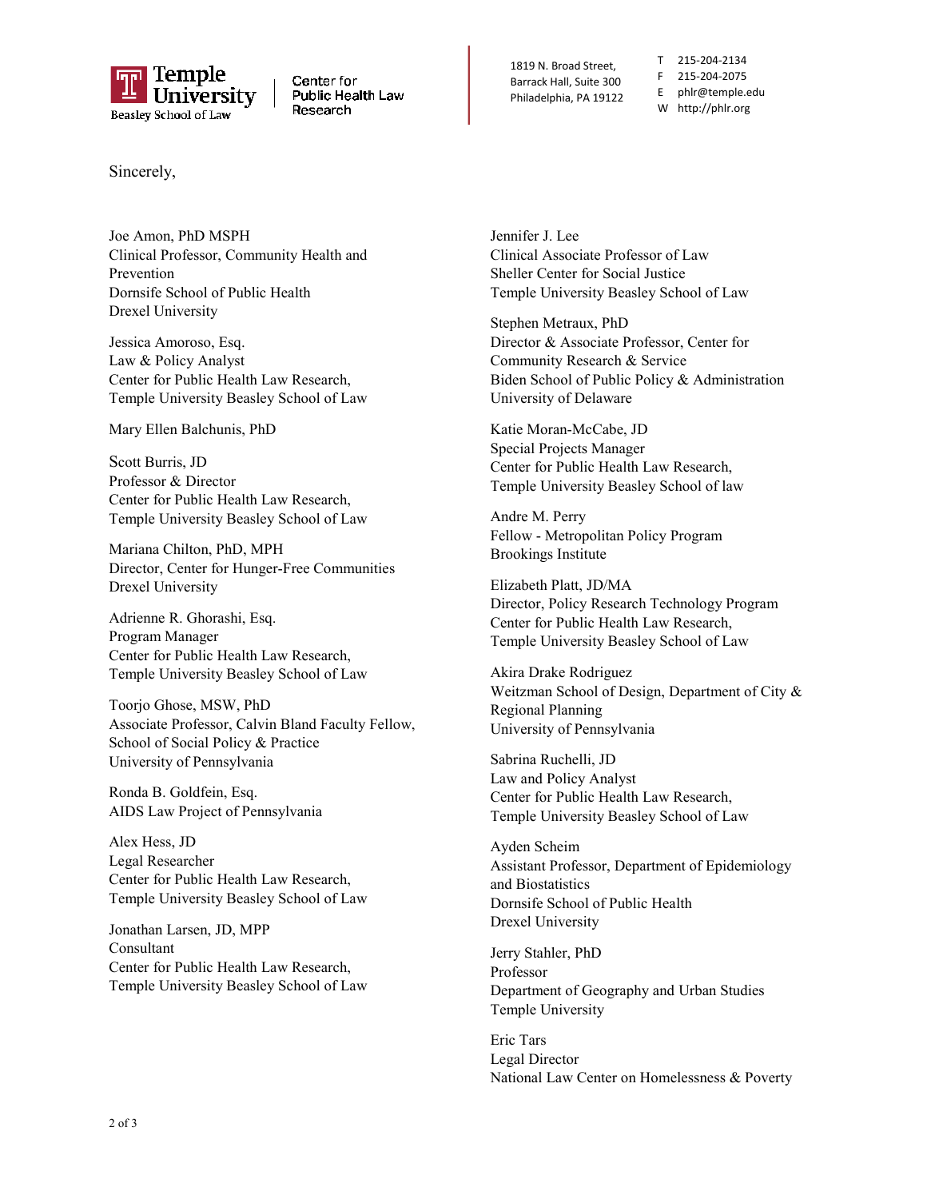Sincerely,

Joe Amon, PhD MSPH
Clinical Professor, Community Health and Prevention
Dornsife School of Public Health
Drexel University

Jessica Amoroso, Esq.
Law & Policy Analyst
Center for Public Health Law Research,
Temple University Beasley School of Law

Mary Ellen Balchunis, PhD

Scott Burris, JD
Professor & Director
Center for Public Health Law Research,
Temple University Beasley School of Law

Mariana Chilton, PhD, MPH
Director, Center for Hunger-Free Communities
Drexel University

Adrienne R. Ghorashi, Esq.
Program Manager
Center for Public Health Law Research,
Temple University Beasley School of Law

Toorjo Ghose, MSW, PhD
Associate Professor, Calvin Bland Faculty Fellow,
School of Social Policy & Practice
University of Pennsylvania

Ronda B. Goldfein, Esq.
AIDS Law Project of Pennsylvania

Alex Hess, JD
Legal Researcher
Center for Public Health Law Research,
Temple University Beasley School of Law

Jonathan Larsen, JD, MPP
Consultant
Center for Public Health Law Research,
Temple University Beasley School of Law

Jennifer J. Lee
Clinical Associate Professor of Law
Sheller Center for Social Justice
Temple University Beasley School of Law

Stephen Metraux, PhD
Director & Associate Professor, Center for Community Research & Service
Biden School of Public Policy & Administration
University of Delaware

Katie Moran-McCabe, JD
Special Projects Manager
Center for Public Health Law Research,
Temple University Beasley School of law

Andre M. Perry
Fellow - Metropolitan Policy Program
Brookings Institute

Elizabeth Platt, JD/MA
Director, Policy Research Technology Program
Center for Public Health Law Research,
Temple University Beasley School of Law

Akira Drake Rodriguez
Weitzman School of Design, Department of City & Regional Planning
University of Pennsylvania

Sabrina Ruchelli, JD
Law and Policy Analyst
Center for Public Health Law Research,
Temple University Beasley School of Law

Ayden Scheim
Assistant Professor, Department of Epidemiology and Biostatistics
Dornsife School of Public Health
Drexel University

Jerry Stahler, PhD
Professor
Department of Geography and Urban Studies
Temple University

Eric Tars
Legal Director
National Law Center on Homelessness & Poverty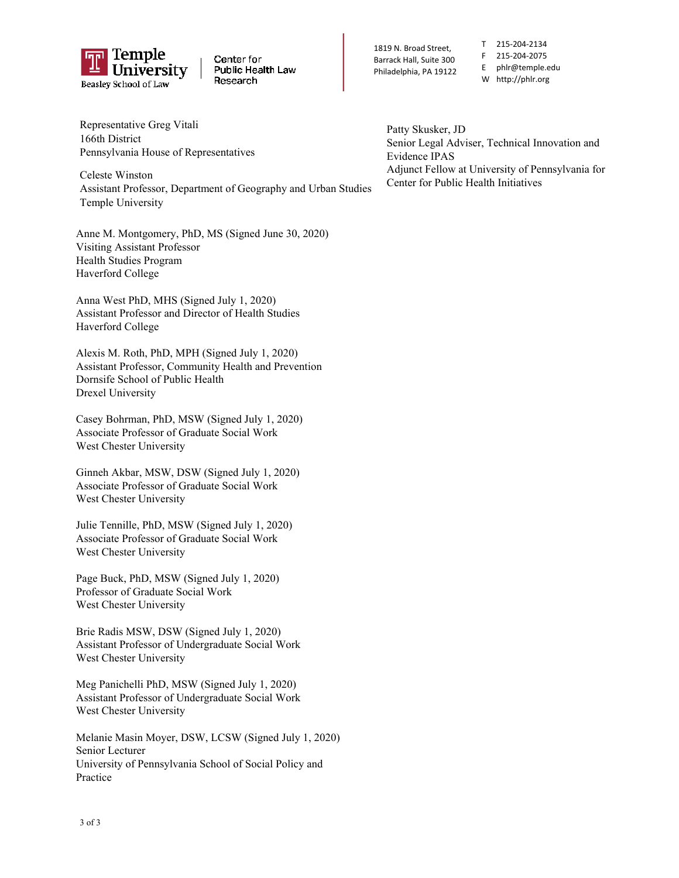Temple University Beasley School of Law | Center for Public Health Law Research

1819 N. Broad Street,
Barrack Hall, Suite 300
Philadelphia, PA 19122

T 215-204-2134
F 215-204-2075
E phlr@temple.edu
W http://phlr.org

Representative Greg Vitali
166th District
Pennsylvania House of Representatives

Celeste Winston
Assistant Professor, Department of Geography and Urban Studies
Temple University

Anne M. Montgomery, PhD, MS (Signed June 30, 2020)
Visiting Assistant Professor
Health Studies Program
Haverford College

Anna West PhD, MHS (Signed July 1, 2020)
Assistant Professor and Director of Health Studies
Haverford College

Alexis M. Roth, PhD, MPH (Signed July 1, 2020)
Assistant Professor, Community Health and Prevention
Dornsife School of Public Health
Drexel University

Casey Bohrman, PhD, MSW (Signed July 1, 2020)
Associate Professor of Graduate Social Work
West Chester University

Ginneh Akbar, MSW, DSW (Signed July 1, 2020)
Associate Professor of Graduate Social Work
West Chester University

Julie Tennille, PhD, MSW (Signed July 1, 2020)
Associate Professor of Graduate Social Work
West Chester University

Page Buck, PhD, MSW (Signed July 1, 2020)
Professor of Graduate Social Work
West Chester University

Brie Radis MSW, DSW (Signed July 1, 2020)
Assistant Professor of Undergraduate Social Work
West Chester University

Meg Panichelli PhD, MSW (Signed July 1, 2020)
Assistant Professor of Undergraduate Social Work
West Chester University

Melanie Masin Moyer, DSW, LCSW (Signed July 1, 2020)
Senior Lecturer
University of Pennsylvania School of Social Policy and Practice

Patty Skusker, JD
Senior Legal Adviser, Technical Innovation and Evidence IPAS
Adjunct Fellow at University of Pennsylvania for Center for Public Health Initiatives